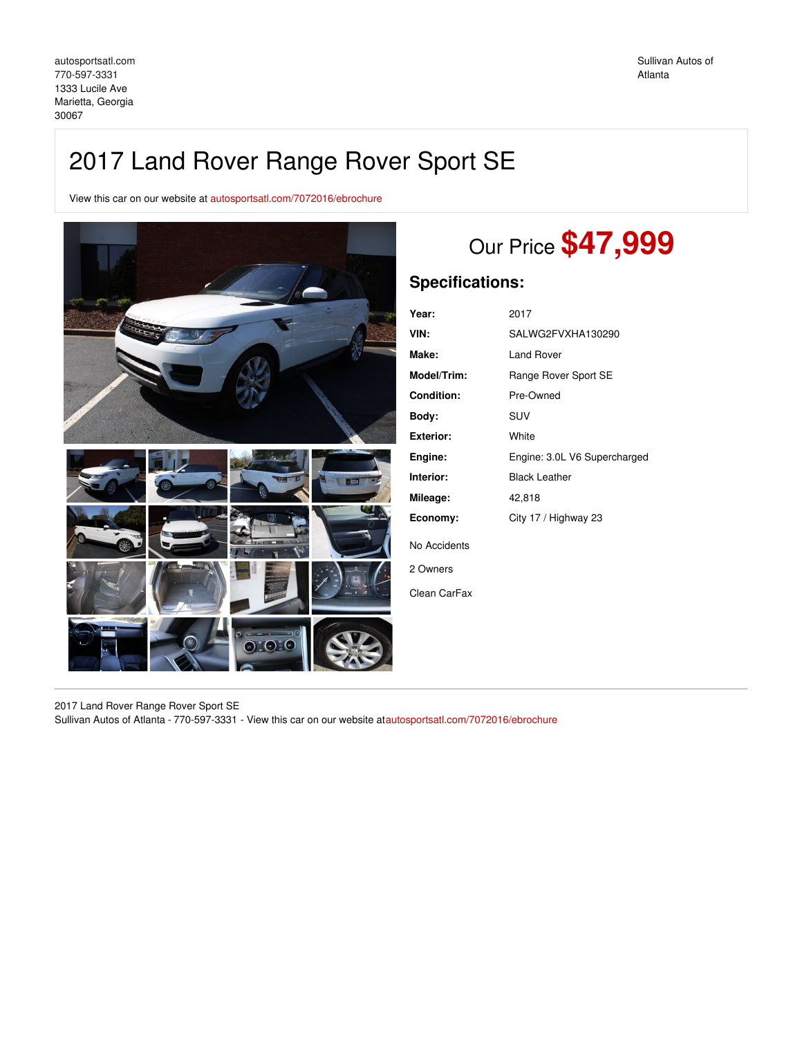autosportsatl.com
770-597-3331
1333 Lucile Ave
Marietta, Georgia
30067

Sullivan Autos of Atlanta

# 2017 Land Rover Range Rover Sport SE

View this car on our website at autosportsatl.com/7072016/ebrochure

## Our Price **$47,999**

### Specifications:

| | |
|---|---|
| **Year:** | 2017 |
| **VIN:** | SALWG2FVXHA130290 |
| **Make:** | Land Rover |
| **Model/Trim:** | Range Rover Sport SE |
| **Condition:** | Pre-Owned |
| **Body:** | SUV |
| **Exterior:** | White |
| **Engine:** | Engine: 3.0L V6 Supercharged |
| **Interior:** | Black Leather |
| **Mileage:** | 42,818 |
| **Economy:** | City 17 / Highway 23 |

No Accidents

2 Owners

Clean CarFax

2017 Land Rover Range Rover Sport SE
Sullivan Autos of Atlanta - 770-597-3331 - View this car on our website atautosportsatl.com/7072016/ebrochure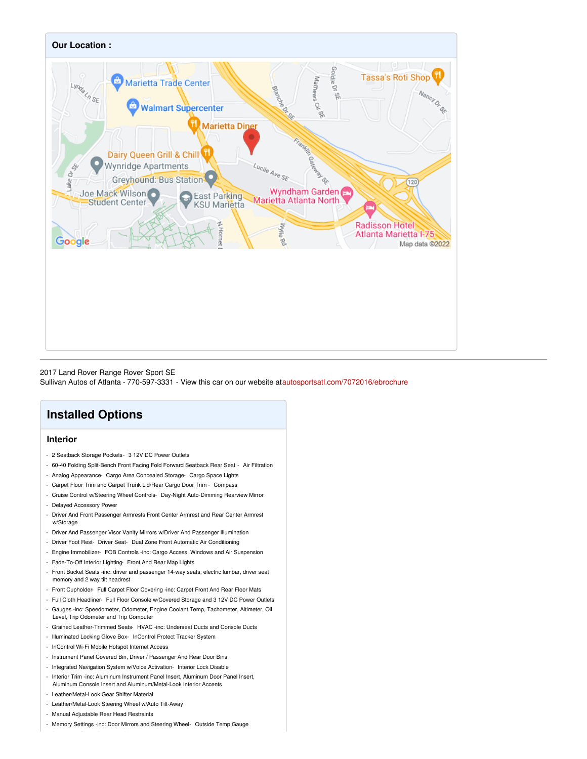## Our Location :

2017 Land Rover Range Rover Sport SE
Sullivan Autos of Atlanta - 770-597-3331 - View this car on our website atautosportsatl.com/7072016/ebrochure

# Installed Options

## Interior

- 2 Seatback Storage Pockets- 3 12V DC Power Outlets
- 60-40 Folding Split-Bench Front Facing Fold Forward Seatback Rear Seat - Air Filtration
- Analog Appearance- Cargo Area Concealed Storage- Cargo Space Lights
- Carpet Floor Trim and Carpet Trunk Lid/Rear Cargo Door Trim - Compass
- Cruise Control w/Steering Wheel Controls- Day-Night Auto-Dimming Rearview Mirror
- Delayed Accessory Power
- Driver And Front Passenger Armrests Front Center Armrest and Rear Center Armrest w/Storage
- Driver And Passenger Visor Vanity Mirrors w/Driver And Passenger Illumination
- Driver Foot Rest- Driver Seat- Dual Zone Front Automatic Air Conditioning
- Engine Immobilizer- FOB Controls -inc: Cargo Access, Windows and Air Suspension
- Fade-To-Off Interior Lighting- Front And Rear Map Lights
- Front Bucket Seats -inc: driver and passenger 14-way seats, electric lumbar, driver seat memory and 2 way tilt headrest
- Front Cupholder- Full Carpet Floor Covering -inc: Carpet Front And Rear Floor Mats
- Full Cloth Headliner- Full Floor Console w/Covered Storage and 3 12V DC Power Outlets
- Gauges -inc: Speedometer, Odometer, Engine Coolant Temp, Tachometer, Altimeter, Oil Level, Trip Odometer and Trip Computer
- Grained Leather-Trimmed Seats- HVAC -inc: Underseat Ducts and Console Ducts
- Illuminated Locking Glove Box- InControl Protect Tracker System
- InControl Wi-Fi Mobile Hotspot Internet Access
- Instrument Panel Covered Bin, Driver / Passenger And Rear Door Bins
- Integrated Navigation System w/Voice Activation- Interior Lock Disable
- Interior Trim -inc: Aluminum Instrument Panel Insert, Aluminum Door Panel Insert, Aluminum Console Insert and Aluminum/Metal-Look Interior Accents
- Leather/Metal-Look Gear Shifter Material
- Leather/Metal-Look Steering Wheel w/Auto Tilt-Away
- Manual Adjustable Rear Head Restraints
- Memory Settings -inc: Door Mirrors and Steering Wheel- Outside Temp Gauge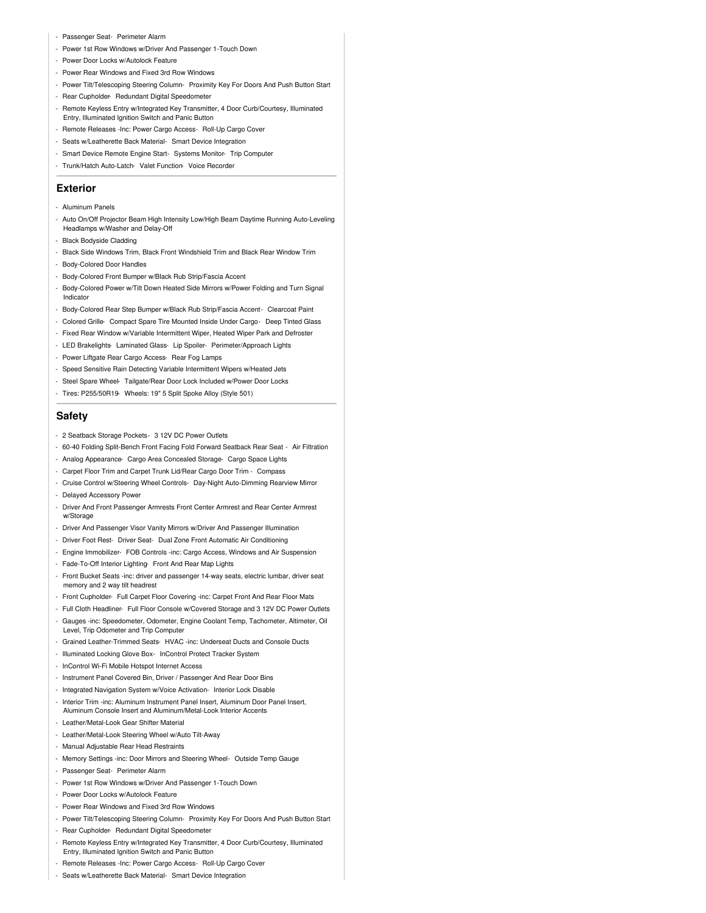- Passenger Seat- Perimeter Alarm
- Power 1st Row Windows w/Driver And Passenger 1-Touch Down
- Power Door Locks w/Autolock Feature
- Power Rear Windows and Fixed 3rd Row Windows
- Power Tilt/Telescoping Steering Column- Proximity Key For Doors And Push Button Start
- Rear Cupholder- Redundant Digital Speedometer
- Remote Keyless Entry w/Integrated Key Transmitter, 4 Door Curb/Courtesy, Illuminated Entry, Illuminated Ignition Switch and Panic Button
- Remote Releases -Inc: Power Cargo Access- Roll-Up Cargo Cover
- Seats w/Leatherette Back Material- Smart Device Integration
- Smart Device Remote Engine Start- Systems Monitor- Trip Computer
- Trunk/Hatch Auto-Latch- Valet Function- Voice Recorder

## Exterior

- Aluminum Panels
- Auto On/Off Projector Beam High Intensity Low/High Beam Daytime Running Auto-Leveling Headlamps w/Washer and Delay-Off
- Black Bodyside Cladding
- Black Side Windows Trim, Black Front Windshield Trim and Black Rear Window Trim
- Body-Colored Door Handles
- Body-Colored Front Bumper w/Black Rub Strip/Fascia Accent
- Body-Colored Power w/Tilt Down Heated Side Mirrors w/Power Folding and Turn Signal Indicator
- Body-Colored Rear Step Bumper w/Black Rub Strip/Fascia Accent- Clearcoat Paint
- Colored Grille- Compact Spare Tire Mounted Inside Under Cargo- Deep Tinted Glass
- Fixed Rear Window w/Variable Intermittent Wiper, Heated Wiper Park and Defroster
- LED Brakelights- Laminated Glass- Lip Spoiler- Perimeter/Approach Lights
- Power Liftgate Rear Cargo Access- Rear Fog Lamps
- Speed Sensitive Rain Detecting Variable Intermittent Wipers w/Heated Jets
- Steel Spare Wheel- Tailgate/Rear Door Lock Included w/Power Door Locks
- Tires: P255/50R19- Wheels: 19" 5 Split Spoke Alloy (Style 501)

## Safety

- 2 Seatback Storage Pockets- 3 12V DC Power Outlets
- 60-40 Folding Split-Bench Front Facing Fold Forward Seatback Rear Seat - Air Filtration
- Analog Appearance- Cargo Area Concealed Storage- Cargo Space Lights
- Carpet Floor Trim and Carpet Trunk Lid/Rear Cargo Door Trim - Compass
- Cruise Control w/Steering Wheel Controls- Day-Night Auto-Dimming Rearview Mirror
- Delayed Accessory Power
- Driver And Front Passenger Armrests Front Center Armrest and Rear Center Armrest w/Storage
- Driver And Passenger Visor Vanity Mirrors w/Driver And Passenger Illumination
- Driver Foot Rest- Driver Seat- Dual Zone Front Automatic Air Conditioning
- Engine Immobilizer- FOB Controls -inc: Cargo Access, Windows and Air Suspension
- Fade-To-Off Interior Lighting- Front And Rear Map Lights
- Front Bucket Seats -inc: driver and passenger 14-way seats, electric lumbar, driver seat memory and 2 way tilt headrest
- Front Cupholder- Full Carpet Floor Covering -inc: Carpet Front And Rear Floor Mats
- Full Cloth Headliner- Full Floor Console w/Covered Storage and 3 12V DC Power Outlets
- Gauges -inc: Speedometer, Odometer, Engine Coolant Temp, Tachometer, Altimeter, Oil Level, Trip Odometer and Trip Computer
- Grained Leather-Trimmed Seats- HVAC -inc: Underseat Ducts and Console Ducts
- Illuminated Locking Glove Box- InControl Protect Tracker System
- InControl Wi-Fi Mobile Hotspot Internet Access
- Instrument Panel Covered Bin, Driver / Passenger And Rear Door Bins
- Integrated Navigation System w/Voice Activation- Interior Lock Disable
- Interior Trim -inc: Aluminum Instrument Panel Insert, Aluminum Door Panel Insert, Aluminum Console Insert and Aluminum/Metal-Look Interior Accents
- Leather/Metal-Look Gear Shifter Material
- Leather/Metal-Look Steering Wheel w/Auto Tilt-Away
- Manual Adjustable Rear Head Restraints
- Memory Settings -inc: Door Mirrors and Steering Wheel- Outside Temp Gauge
- Passenger Seat- Perimeter Alarm
- Power 1st Row Windows w/Driver And Passenger 1-Touch Down
- Power Door Locks w/Autolock Feature
- Power Rear Windows and Fixed 3rd Row Windows
- Power Tilt/Telescoping Steering Column- Proximity Key For Doors And Push Button Start
- Rear Cupholder- Redundant Digital Speedometer
- Remote Keyless Entry w/Integrated Key Transmitter, 4 Door Curb/Courtesy, Illuminated Entry, Illuminated Ignition Switch and Panic Button
- Remote Releases -Inc: Power Cargo Access- Roll-Up Cargo Cover
- Seats w/Leatherette Back Material- Smart Device Integration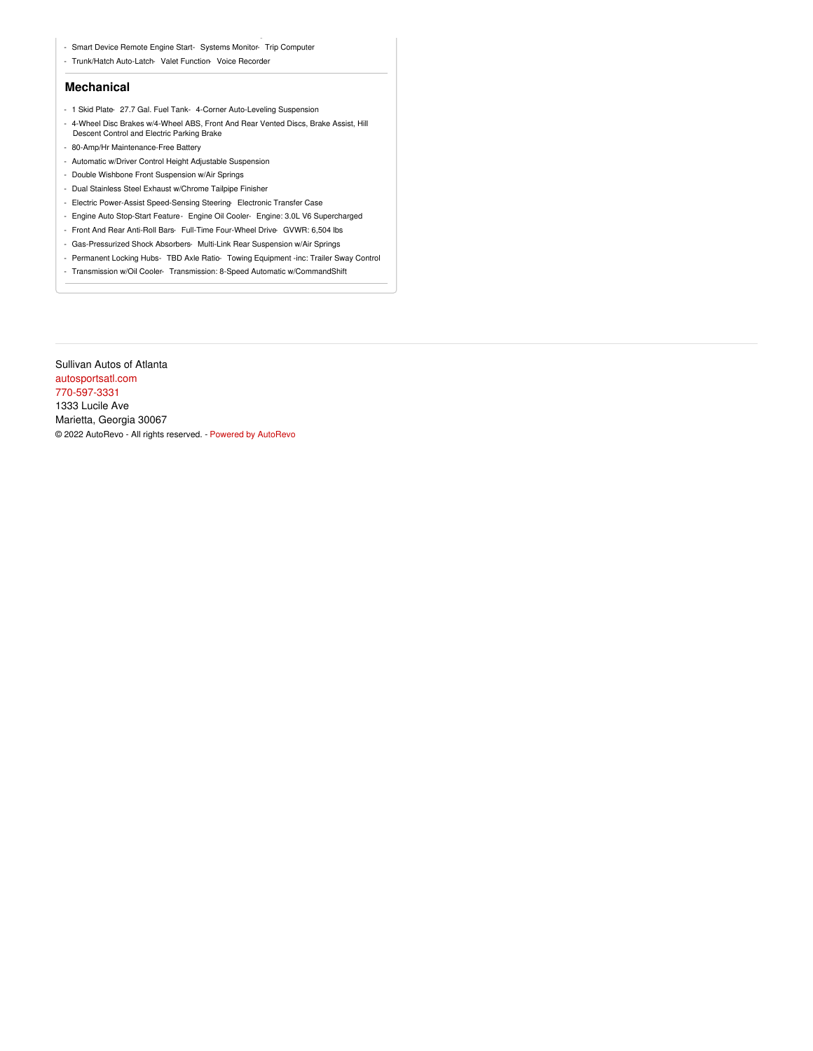- Smart Device Remote Engine Start- Systems Monitor- Trip Computer
- Trunk/Hatch Auto-Latch- Valet Function- Voice Recorder

## Mechanical

- 1 Skid Plate- 27.7 Gal. Fuel Tank- 4-Corner Auto-Leveling Suspension
- 4-Wheel Disc Brakes w/4-Wheel ABS, Front And Rear Vented Discs, Brake Assist, Hill Descent Control and Electric Parking Brake
- 80-Amp/Hr Maintenance-Free Battery
- Automatic w/Driver Control Height Adjustable Suspension
- Double Wishbone Front Suspension w/Air Springs
- Dual Stainless Steel Exhaust w/Chrome Tailpipe Finisher
- Electric Power-Assist Speed-Sensing Steering- Electronic Transfer Case
- Engine Auto Stop-Start Feature- Engine Oil Cooler- Engine: 3.0L V6 Supercharged
- Front And Rear Anti-Roll Bars- Full-Time Four-Wheel Drive- GVWR: 6,504 lbs
- Gas-Pressurized Shock Absorbers- Multi-Link Rear Suspension w/Air Springs
- Permanent Locking Hubs- TBD Axle Ratio- Towing Equipment -inc: Trailer Sway Control
- Transmission w/Oil Cooler- Transmission: 8-Speed Automatic w/CommandShift

---

Sullivan Autos of Atlanta
autosportsatl.com
770-597-3331
1333 Lucile Ave
Marietta, Georgia 30067
© 2022 AutoRevo - All rights reserved. - Powered by AutoRevo